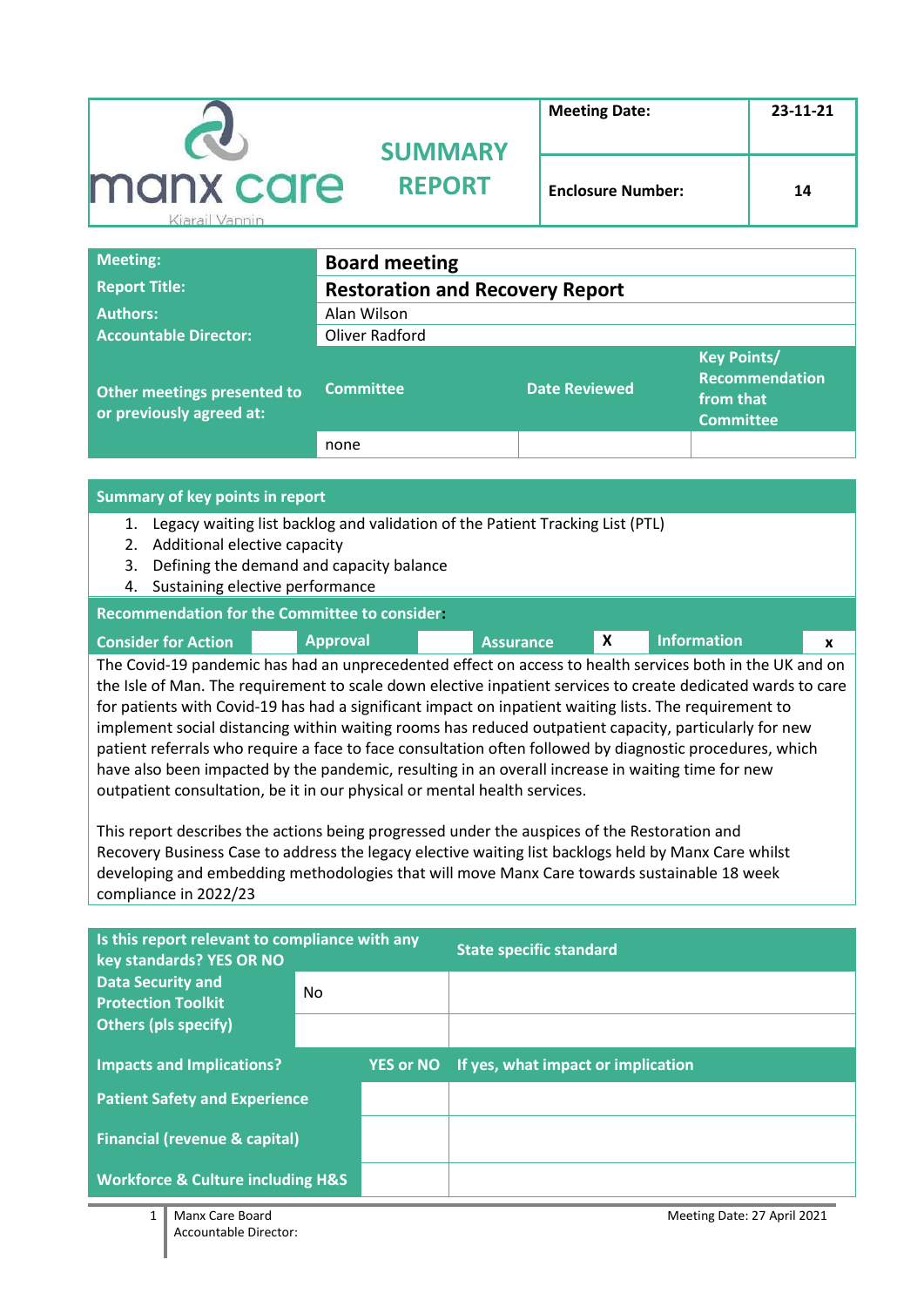| manx care Kiarail Vannin | SUMMARY REPORT | Meeting Date: | 23-11-21 |
|---|---|---|---|
| | | Enclosure Number: | 14 |

| | | | |
|---|---|---|---|
| **Meeting:** | **Board meeting** | | |
| **Report Title:** | **Restoration and Recovery Report** | | |
| **Authors:** | Alan Wilson | | |
| **Accountable Director:** | Oliver Radford | | |
| **Other meetings presented to or previously agreed at:** | **Committee** | **Date Reviewed** | **Key Points/ Recommendation from that Committee** |
| | none | | |

**Summary of key points in report**

1. Legacy waiting list backlog and validation of the Patient Tracking List (PTL)
2. Additional elective capacity
3. Defining the demand and capacity balance
4. Sustaining elective performance

**Recommendation for the Committee to consider:**

| Consider for Action | | Approval | | Assurance | X | Information | x |
|---|---|---|---|---|---|---|---|

The Covid-19 pandemic has had an unprecedented effect on access to health services both in the UK and on the Isle of Man. The requirement to scale down elective inpatient services to create dedicated wards to care for patients with Covid-19 has had a significant impact on inpatient waiting lists. The requirement to implement social distancing within waiting rooms has reduced outpatient capacity, particularly for new patient referrals who require a face to face consultation often followed by diagnostic procedures, which have also been impacted by the pandemic, resulting in an overall increase in waiting time for new outpatient consultation, be it in our physical or mental health services.

This report describes the actions being progressed under the auspices of the Restoration and Recovery Business Case to address the legacy elective waiting list backlogs held by Manx Care whilst developing and embedding methodologies that will move Manx Care towards sustainable 18 week compliance in 2022/23

| Is this report relevant to compliance with any key standards? YES OR NO | | State specific standard |
|---|---|---|
| Data Security and Protection Toolkit | No | |
| Others (pls specify) | | |

| Impacts and Implications? | YES or NO | If yes, what impact or implication |
|---|---|---|
| Patient Safety and Experience | | |
| Financial (revenue & capital) | | |
| Workforce & Culture including H&S | | |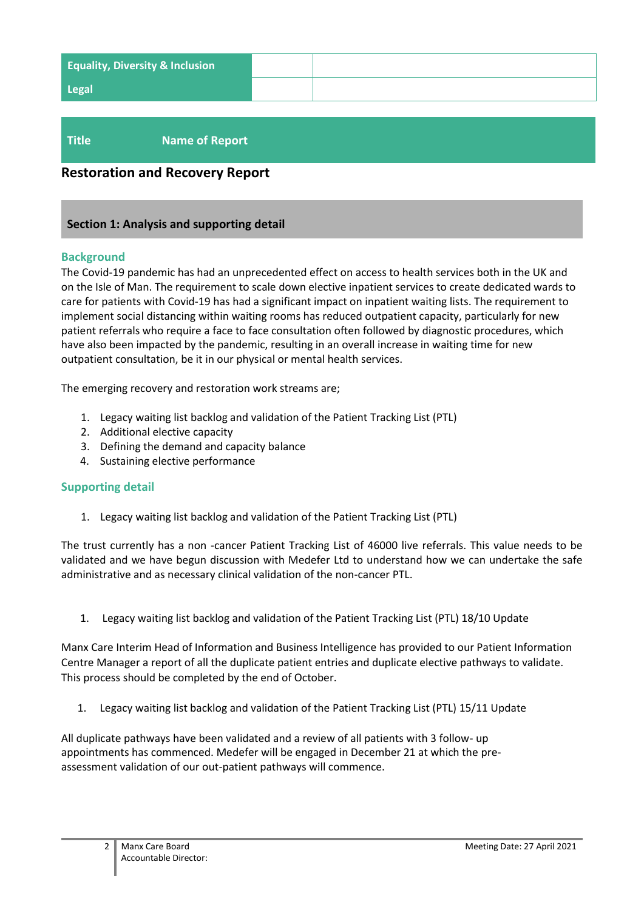| Equality, Diversity & Inclusion | | |
|---|---|---|
| Legal | | |

| Title | Name of Report |
|---|---|

**Restoration and Recovery Report**

## Section 1: Analysis and supporting detail

### Background

The Covid-19 pandemic has had an unprecedented effect on access to health services both in the UK and on the Isle of Man. The requirement to scale down elective inpatient services to create dedicated wards to care for patients with Covid-19 has had a significant impact on inpatient waiting lists. The requirement to implement social distancing within waiting rooms has reduced outpatient capacity, particularly for new patient referrals who require a face to face consultation often followed by diagnostic procedures, which have also been impacted by the pandemic, resulting in an overall increase in waiting time for new outpatient consultation, be it in our physical or mental health services.

The emerging recovery and restoration work streams are;

1. Legacy waiting list backlog and validation of the Patient Tracking List (PTL)
2. Additional elective capacity
3. Defining the demand and capacity balance
4. Sustaining elective performance

### Supporting detail

1. Legacy waiting list backlog and validation of the Patient Tracking List (PTL)

The trust currently has a non -cancer Patient Tracking List of 46000 live referrals. This value needs to be validated and we have begun discussion with Medefer Ltd to understand how we can undertake the safe administrative and as necessary clinical validation of the non-cancer PTL.

1. Legacy waiting list backlog and validation of the Patient Tracking List (PTL) 18/10 Update

Manx Care Interim Head of Information and Business Intelligence has provided to our Patient Information Centre Manager a report of all the duplicate patient entries and duplicate elective pathways to validate. This process should be completed by the end of October.

1. Legacy waiting list backlog and validation of the Patient Tracking List (PTL) 15/11 Update

All duplicate pathways have been validated and a review of all patients with 3 follow- up appointments has commenced. Medefer will be engaged in December 21 at which the pre-assessment validation of our out-patient pathways will commence.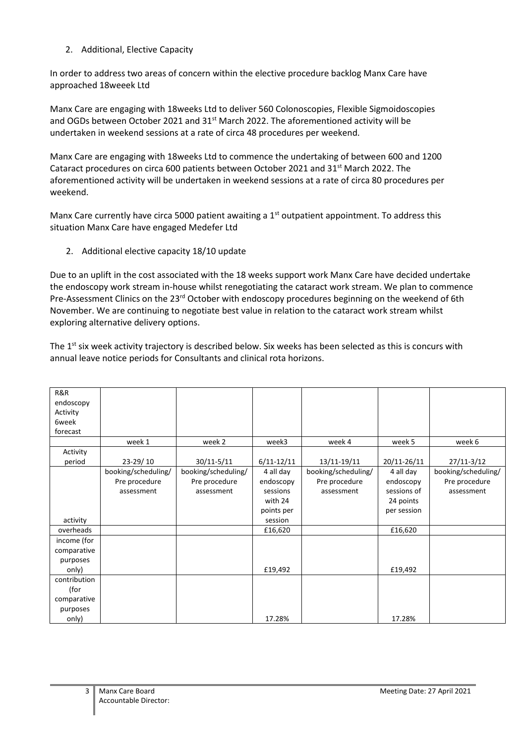2. Additional, Elective Capacity

In order to address two areas of concern within the elective procedure backlog Manx Care have approached 18weeek Ltd

Manx Care are engaging with 18weeks Ltd to deliver 560 Colonoscopies, Flexible Sigmoidoscopies and OGDs between October 2021 and 31st March 2022. The aforementioned activity will be undertaken in weekend sessions at a rate of circa 48 procedures per weekend.

Manx Care are engaging with 18weeks Ltd to commence the undertaking of between 600 and 1200 Cataract procedures on circa 600 patients between October 2021 and 31st March 2022. The aforementioned activity will be undertaken in weekend sessions at a rate of circa 80 procedures per weekend.

Manx Care currently have circa 5000 patient awaiting a 1st outpatient appointment. To address this situation Manx Care have engaged Medefer Ltd

2. Additional elective capacity 18/10 update

Due to an uplift in the cost associated with the 18 weeks support work Manx Care have decided undertake the endoscopy work stream in-house whilst renegotiating the cataract work stream. We plan to commence Pre-Assessment Clinics on the 23rd October with endoscopy procedures beginning on the weekend of 6th November. We are continuing to negotiate best value in relation to the cataract work stream whilst exploring alternative delivery options.

The 1st six week activity trajectory is described below. Six weeks has been selected as this is concurs with annual leave notice periods for Consultants and clinical rota horizons.

| R&R endoscopy Activity 6week forecast | | | | | | |
|---|---|---|---|---|---|---|
| | week 1 | week 2 | week3 | week 4 | week 5 | week 6 |
| Activity period | 23-29/ 10 | 30/11-5/11 | 6/11-12/11 | 13/11-19/11 | 20/11-26/11 | 27/11-3/12 |
| activity | booking/scheduling/ Pre procedure assessment | booking/scheduling/ Pre procedure assessment | 4 all day endoscopy sessions with 24 points per session | booking/scheduling/ Pre procedure assessment | 4 all day endoscopy sessions of 24 points per session | booking/scheduling/ Pre procedure assessment |
| overheads | | | £16,620 | | £16,620 | |
| income (for comparative purposes only) | | | £19,492 | | £19,492 | |
| contribution (for comparative purposes only) | | | 17.28% | | 17.28% | |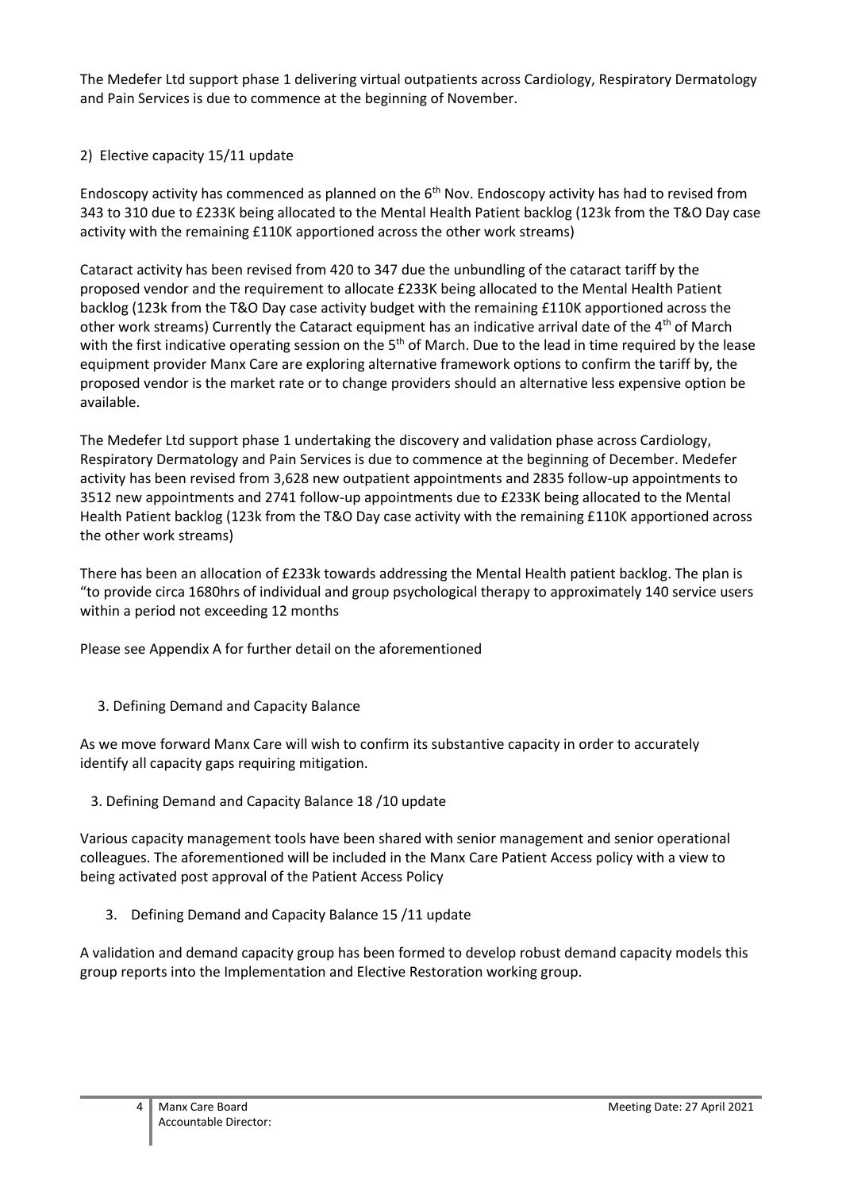The Medefer Ltd support phase 1 delivering virtual outpatients across Cardiology, Respiratory Dermatology and Pain Services is due to commence at the beginning of November.

2) Elective capacity 15/11 update

Endoscopy activity has commenced as planned on the 6th Nov. Endoscopy activity has had to revised from 343 to 310 due to £233K being allocated to the Mental Health Patient backlog (123k from the T&O Day case activity with the remaining £110K apportioned across the other work streams)

Cataract activity has been revised from 420 to 347 due the unbundling of the cataract tariff by the proposed vendor and the requirement to allocate £233K being allocated to the Mental Health Patient backlog (123k from the T&O Day case activity budget with the remaining £110K apportioned across the other work streams) Currently the Cataract equipment has an indicative arrival date of the 4th of March with the first indicative operating session on the 5th of March. Due to the lead in time required by the lease equipment provider Manx Care are exploring alternative framework options to confirm the tariff by, the proposed vendor is the market rate or to change providers should an alternative less expensive option be available.

The Medefer Ltd support phase 1 undertaking the discovery and validation phase across Cardiology, Respiratory Dermatology and Pain Services is due to commence at the beginning of December. Medefer activity has been revised from 3,628 new outpatient appointments and 2835 follow-up appointments to 3512 new appointments and 2741 follow-up appointments due to £233K being allocated to the Mental Health Patient backlog (123k from the T&O Day case activity with the remaining £110K apportioned across the other work streams)

There has been an allocation of £233k towards addressing the Mental Health patient backlog. The plan is "to provide circa 1680hrs of individual and group psychological therapy to approximately 140 service users within a period not exceeding 12 months

Please see Appendix A for further detail on the aforementioned

3. Defining Demand and Capacity Balance

As we move forward Manx Care will wish to confirm its substantive capacity in order to accurately identify all capacity gaps requiring mitigation.

3. Defining Demand and Capacity Balance 18 /10 update

Various capacity management tools have been shared with senior management and senior operational colleagues. The aforementioned will be included in the Manx Care Patient Access policy with a view to being activated post approval of the Patient Access Policy

3. Defining Demand and Capacity Balance 15 /11 update

A validation and demand capacity group has been formed to develop robust demand capacity models this group reports into the Implementation and Elective Restoration working group.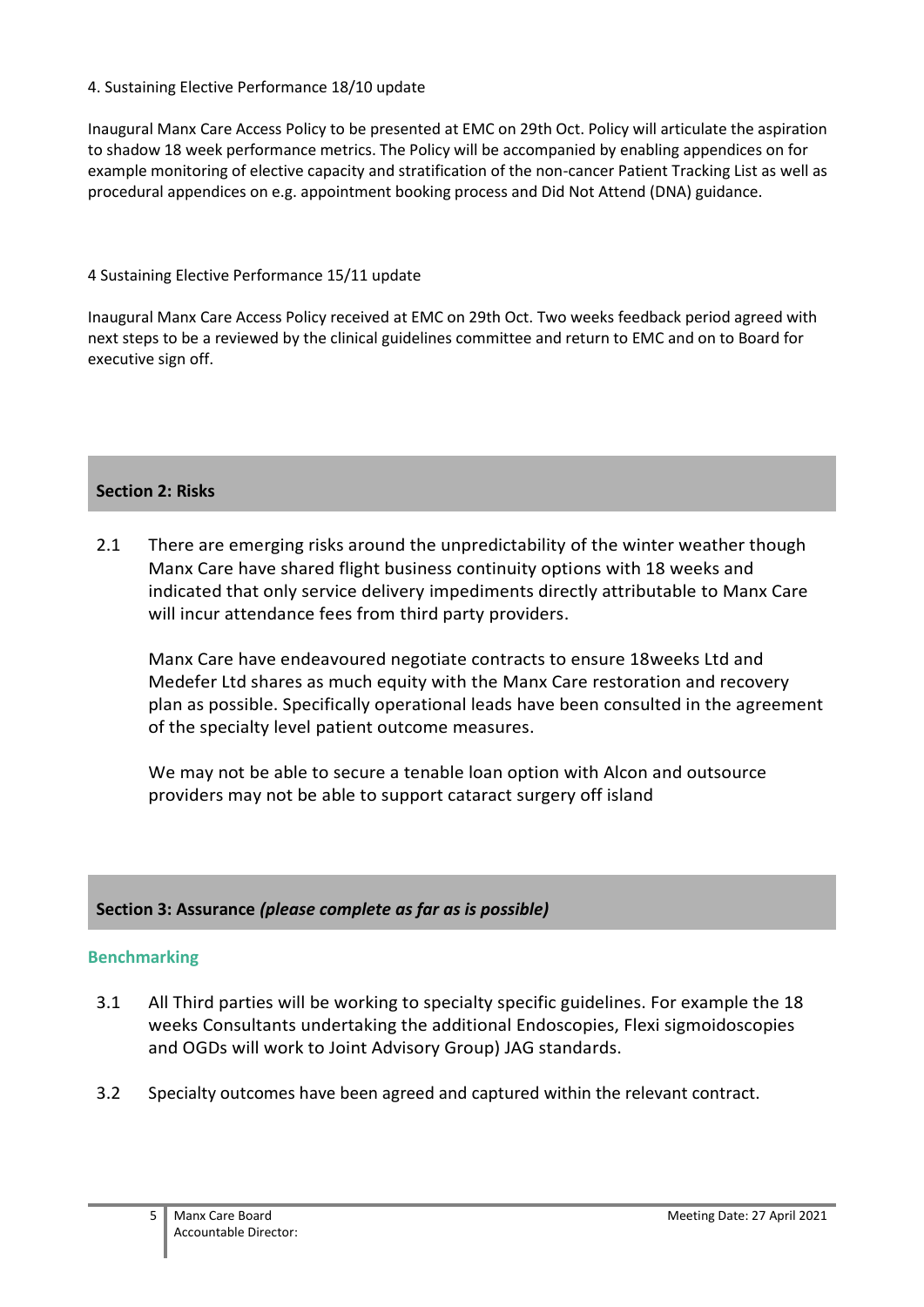4. Sustaining Elective Performance 18/10 update

Inaugural Manx Care Access Policy to be presented at EMC on 29th Oct. Policy will articulate the aspiration to shadow 18 week performance metrics. The Policy will be accompanied by enabling appendices on for example monitoring of elective capacity and stratification of the non-cancer Patient Tracking List as well as procedural appendices on e.g. appointment booking process and Did Not Attend (DNA) guidance.

4 Sustaining Elective Performance 15/11 update

Inaugural Manx Care Access Policy received at EMC on 29th Oct. Two weeks feedback period agreed with next steps to be a reviewed by the clinical guidelines committee and return to EMC and on to Board for executive sign off.

## Section 2: Risks

2.1 There are emerging risks around the unpredictability of the winter weather though Manx Care have shared flight business continuity options with 18 weeks and indicated that only service delivery impediments directly attributable to Manx Care will incur attendance fees from third party providers.

Manx Care have endeavoured negotiate contracts to ensure 18weeks Ltd and Medefer Ltd shares as much equity with the Manx Care restoration and recovery plan as possible. Specifically operational leads have been consulted in the agreement of the specialty level patient outcome measures.

We may not be able to secure a tenable loan option with Alcon and outsource providers may not be able to support cataract surgery off island

## Section 3: Assurance *(please complete as far as is possible)*

### Benchmarking

3.1 All Third parties will be working to specialty specific guidelines. For example the 18 weeks Consultants undertaking the additional Endoscopies, Flexi sigmoidoscopies and OGDs will work to Joint Advisory Group) JAG standards.

3.2 Specialty outcomes have been agreed and captured within the relevant contract.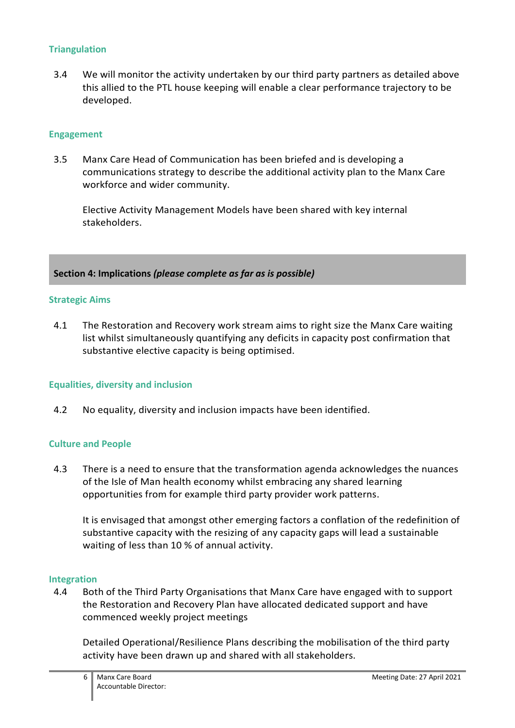### Triangulation

3.4 We will monitor the activity undertaken by our third party partners as detailed above this allied to the PTL house keeping will enable a clear performance trajectory to be developed.

### Engagement

3.5 Manx Care Head of Communication has been briefed and is developing a communications strategy to describe the additional activity plan to the Manx Care workforce and wider community.

Elective Activity Management Models have been shared with key internal stakeholders.

## Section 4: Implications *(please complete as far as is possible)*

### Strategic Aims

4.1 The Restoration and Recovery work stream aims to right size the Manx Care waiting list whilst simultaneously quantifying any deficits in capacity post confirmation that substantive elective capacity is being optimised.

### Equalities, diversity and inclusion

4.2 No equality, diversity and inclusion impacts have been identified.

### Culture and People

4.3 There is a need to ensure that the transformation agenda acknowledges the nuances of the Isle of Man health economy whilst embracing any shared learning opportunities from for example third party provider work patterns.

It is envisaged that amongst other emerging factors a conflation of the redefinition of substantive capacity with the resizing of any capacity gaps will lead a sustainable waiting of less than 10 % of annual activity.

### Integration

4.4 Both of the Third Party Organisations that Manx Care have engaged with to support the Restoration and Recovery Plan have allocated dedicated support and have commenced weekly project meetings

Detailed Operational/Resilience Plans describing the mobilisation of the third party activity have been drawn up and shared with all stakeholders.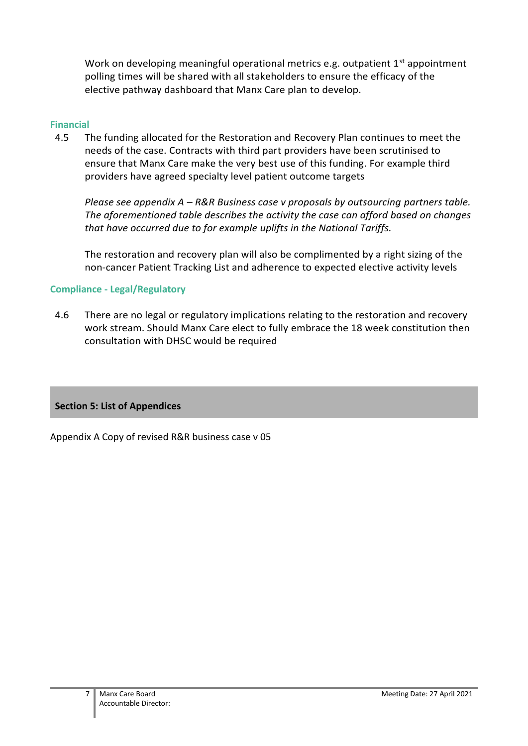Work on developing meaningful operational metrics e.g. outpatient 1st appointment polling times will be shared with all stakeholders to ensure the efficacy of the elective pathway dashboard that Manx Care plan to develop.

### Financial

4.5 The funding allocated for the Restoration and Recovery Plan continues to meet the needs of the case. Contracts with third part providers have been scrutinised to ensure that Manx Care make the very best use of this funding. For example third providers have agreed specialty level patient outcome targets

*Please see appendix A – R&R Business case v proposals by outsourcing partners table. The aforementioned table describes the activity the case can afford based on changes that have occurred due to for example uplifts in the National Tariffs.*

The restoration and recovery plan will also be complimented by a right sizing of the non-cancer Patient Tracking List and adherence to expected elective activity levels

### Compliance - Legal/Regulatory

4.6 There are no legal or regulatory implications relating to the restoration and recovery work stream. Should Manx Care elect to fully embrace the 18 week constitution then consultation with DHSC would be required

## Section 5: List of Appendices

Appendix A Copy of revised R&R business case v 05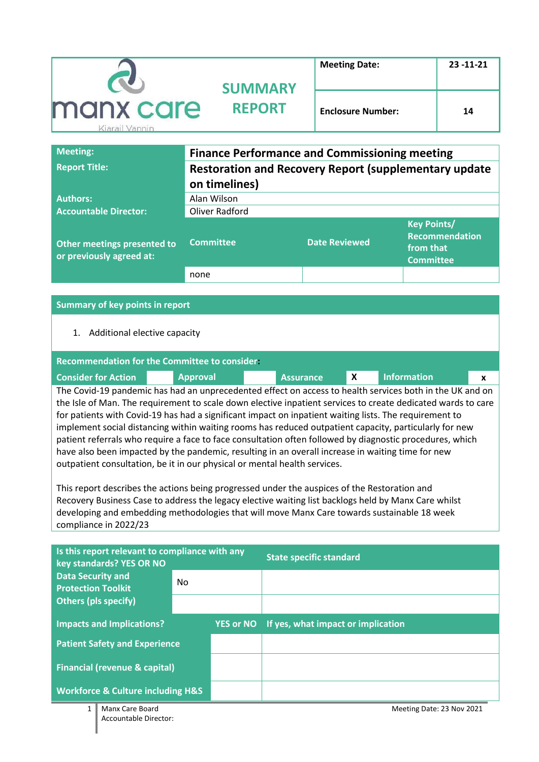| manx care Kiarail Vannin | SUMMARY REPORT | Meeting Date: | 23 -11-21 |
|---|---|---|---|
| | | Enclosure Number: | 14 |

| | | | |
|---|---|---|---|
| **Meeting:** | **Finance Performance and Commissioning meeting** | | |
| **Report Title:** | **Restoration and Recovery Report (supplementary update on timelines)** | | |
| **Authors:** | Alan Wilson | | |
| **Accountable Director:** | Oliver Radford | | |
| **Other meetings presented to or previously agreed at:** | **Committee** | **Date Reviewed** | **Key Points/ Recommendation from that Committee** |
| | none | | |

**Summary of key points in report**

1. Additional elective capacity

**Recommendation for the Committee to consider:**

| Consider for Action | | Approval | | Assurance | X | Information | x |
|---|---|---|---|---|---|---|---|

The Covid-19 pandemic has had an unprecedented effect on access to health services both in the UK and on the Isle of Man. The requirement to scale down elective inpatient services to create dedicated wards to care for patients with Covid-19 has had a significant impact on inpatient waiting lists. The requirement to implement social distancing within waiting rooms has reduced outpatient capacity, particularly for new patient referrals who require a face to face consultation often followed by diagnostic procedures, which have also been impacted by the pandemic, resulting in an overall increase in waiting time for new outpatient consultation, be it in our physical or mental health services.

This report describes the actions being progressed under the auspices of the Restoration and Recovery Business Case to address the legacy elective waiting list backlogs held by Manx Care whilst developing and embedding methodologies that will move Manx Care towards sustainable 18 week compliance in 2022/23

| Is this report relevant to compliance with any key standards? YES OR NO | | State specific standard |
|---|---|---|
| Data Security and Protection Toolkit | No | |
| Others (pls specify) | | |

| Impacts and Implications? | YES or NO | If yes, what impact or implication |
|---|---|---|
| Patient Safety and Experience | | |
| Financial (revenue & capital) | | |
| Workforce & Culture including H&S | | |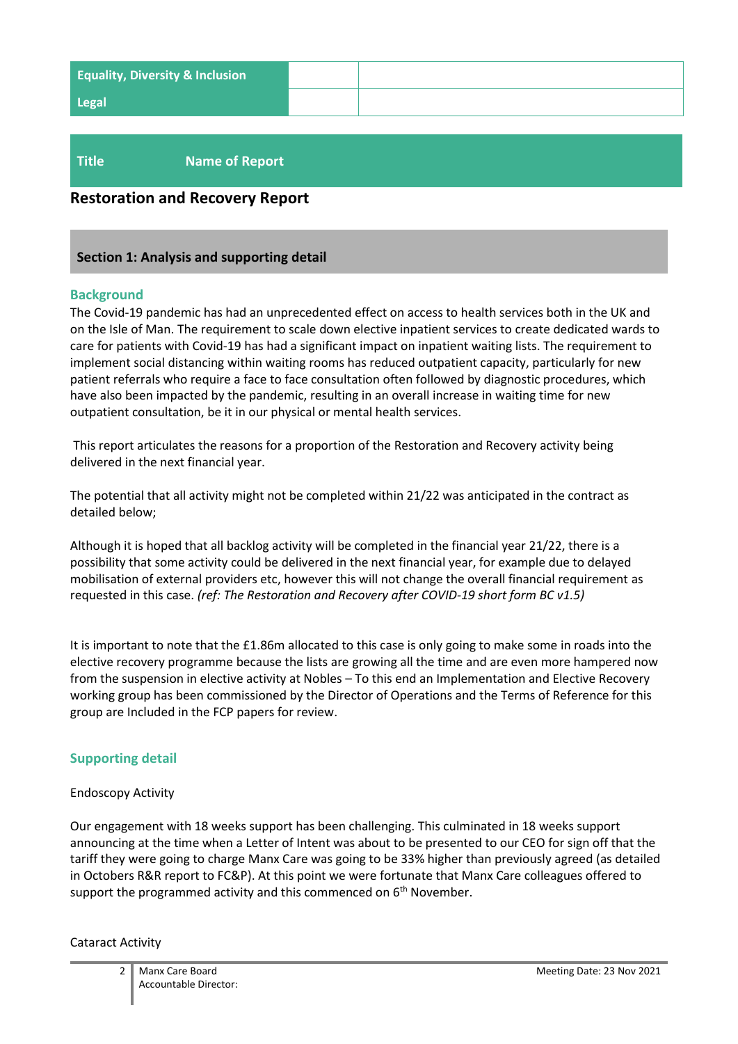| Equality, Diversity & Inclusion | | |
|---|---|---|
| Legal | | |

| Title | Name of Report |
|---|---|

## Restoration and Recovery Report

### Section 1: Analysis and supporting detail

#### Background

The Covid-19 pandemic has had an unprecedented effect on access to health services both in the UK and on the Isle of Man. The requirement to scale down elective inpatient services to create dedicated wards to care for patients with Covid-19 has had a significant impact on inpatient waiting lists. The requirement to implement social distancing within waiting rooms has reduced outpatient capacity, particularly for new patient referrals who require a face to face consultation often followed by diagnostic procedures, which have also been impacted by the pandemic, resulting in an overall increase in waiting time for new outpatient consultation, be it in our physical or mental health services.

This report articulates the reasons for a proportion of the Restoration and Recovery activity being delivered in the next financial year.

The potential that all activity might not be completed within 21/22 was anticipated in the contract as detailed below;

Although it is hoped that all backlog activity will be completed in the financial year 21/22, there is a possibility that some activity could be delivered in the next financial year, for example due to delayed mobilisation of external providers etc, however this will not change the overall financial requirement as requested in this case. *(ref: The Restoration and Recovery after COVID-19 short form BC v1.5)*

It is important to note that the £1.86m allocated to this case is only going to make some in roads into the elective recovery programme because the lists are growing all the time and are even more hampered now from the suspension in elective activity at Nobles – To this end an Implementation and Elective Recovery working group has been commissioned by the Director of Operations and the Terms of Reference for this group are Included in the FCP papers for review.

#### Supporting detail

Endoscopy Activity

Our engagement with 18 weeks support has been challenging. This culminated in 18 weeks support announcing at the time when a Letter of Intent was about to be presented to our CEO for sign off that the tariff they were going to charge Manx Care was going to be 33% higher than previously agreed (as detailed in Octobers R&R report to FC&P). At this point we were fortunate that Manx Care colleagues offered to support the programmed activity and this commenced on 6th November.

Cataract Activity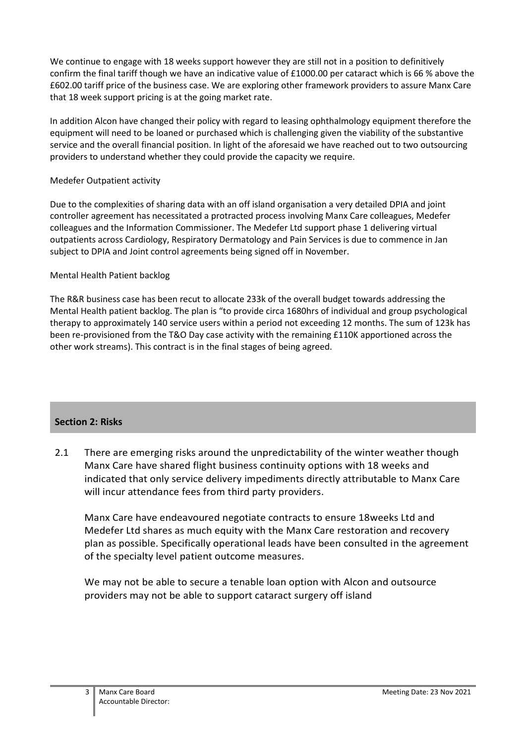We continue to engage with 18 weeks support however they are still not in a position to definitively confirm the final tariff though we have an indicative value of £1000.00 per cataract which is 66 % above the £602.00 tariff price of the business case. We are exploring other framework providers to assure Manx Care that 18 week support pricing is at the going market rate.

In addition Alcon have changed their policy with regard to leasing ophthalmology equipment therefore the equipment will need to be loaned or purchased which is challenging given the viability of the substantive service and the overall financial position. In light of the aforesaid we have reached out to two outsourcing providers to understand whether they could provide the capacity we require.

Medefer Outpatient activity

Due to the complexities of sharing data with an off island organisation a very detailed DPIA and joint controller agreement has necessitated a protracted process involving Manx Care colleagues, Medefer colleagues and the Information Commissioner. The Medefer Ltd support phase 1 delivering virtual outpatients across Cardiology, Respiratory Dermatology and Pain Services is due to commence in Jan subject to DPIA and Joint control agreements being signed off in November.

Mental Health Patient backlog

The R&R business case has been recut to allocate 233k of the overall budget towards addressing the Mental Health patient backlog. The plan is "to provide circa 1680hrs of individual and group psychological therapy to approximately 140 service users within a period not exceeding 12 months. The sum of 123k has been re-provisioned from the T&O Day case activity with the remaining £110K apportioned across the other work streams). This contract is in the final stages of being agreed.

## Section 2: Risks

2.1 There are emerging risks around the unpredictability of the winter weather though Manx Care have shared flight business continuity options with 18 weeks and indicated that only service delivery impediments directly attributable to Manx Care will incur attendance fees from third party providers.

Manx Care have endeavoured negotiate contracts to ensure 18weeks Ltd and Medefer Ltd shares as much equity with the Manx Care restoration and recovery plan as possible. Specifically operational leads have been consulted in the agreement of the specialty level patient outcome measures.

We may not be able to secure a tenable loan option with Alcon and outsource providers may not be able to support cataract surgery off island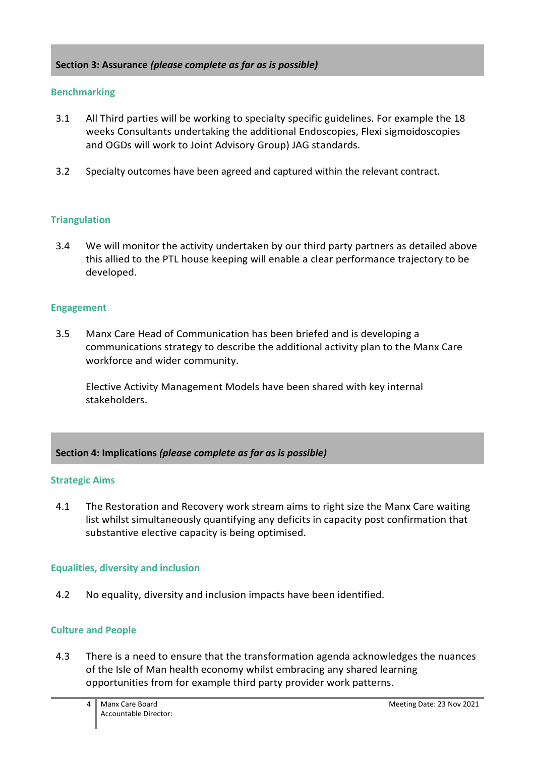## Section 3: Assurance *(please complete as far as is possible)*

### Benchmarking

3.1 All Third parties will be working to specialty specific guidelines. For example the 18 weeks Consultants undertaking the additional Endoscopies, Flexi sigmoidoscopies and OGDs will work to Joint Advisory Group) JAG standards.

3.2 Specialty outcomes have been agreed and captured within the relevant contract.

### Triangulation

3.4 We will monitor the activity undertaken by our third party partners as detailed above this allied to the PTL house keeping will enable a clear performance trajectory to be developed.

### Engagement

3.5 Manx Care Head of Communication has been briefed and is developing a communications strategy to describe the additional activity plan to the Manx Care workforce and wider community.

Elective Activity Management Models have been shared with key internal stakeholders.

## Section 4: Implications *(please complete as far as is possible)*

### Strategic Aims

4.1 The Restoration and Recovery work stream aims to right size the Manx Care waiting list whilst simultaneously quantifying any deficits in capacity post confirmation that substantive elective capacity is being optimised.

### Equalities, diversity and inclusion

4.2 No equality, diversity and inclusion impacts have been identified.

### Culture and People

4.3 There is a need to ensure that the transformation agenda acknowledges the nuances of the Isle of Man health economy whilst embracing any shared learning opportunities from for example third party provider work patterns.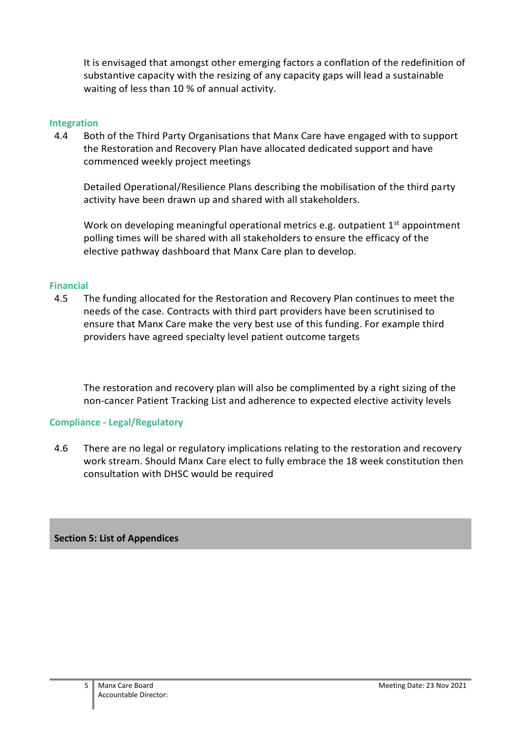It is envisaged that amongst other emerging factors a conflation of the redefinition of substantive capacity with the resizing of any capacity gaps will lead a sustainable waiting of less than 10 % of annual activity.

### Integration

4.4 Both of the Third Party Organisations that Manx Care have engaged with to support the Restoration and Recovery Plan have allocated dedicated support and have commenced weekly project meetings

Detailed Operational/Resilience Plans describing the mobilisation of the third party activity have been drawn up and shared with all stakeholders.

Work on developing meaningful operational metrics e.g. outpatient 1st appointment polling times will be shared with all stakeholders to ensure the efficacy of the elective pathway dashboard that Manx Care plan to develop.

### Financial

4.5 The funding allocated for the Restoration and Recovery Plan continues to meet the needs of the case. Contracts with third part providers have been scrutinised to ensure that Manx Care make the very best use of this funding. For example third providers have agreed specialty level patient outcome targets

The restoration and recovery plan will also be complimented by a right sizing of the non-cancer Patient Tracking List and adherence to expected elective activity levels

### Compliance - Legal/Regulatory

4.6 There are no legal or regulatory implications relating to the restoration and recovery work stream. Should Manx Care elect to fully embrace the 18 week constitution then consultation with DHSC would be required

## Section 5: List of Appendices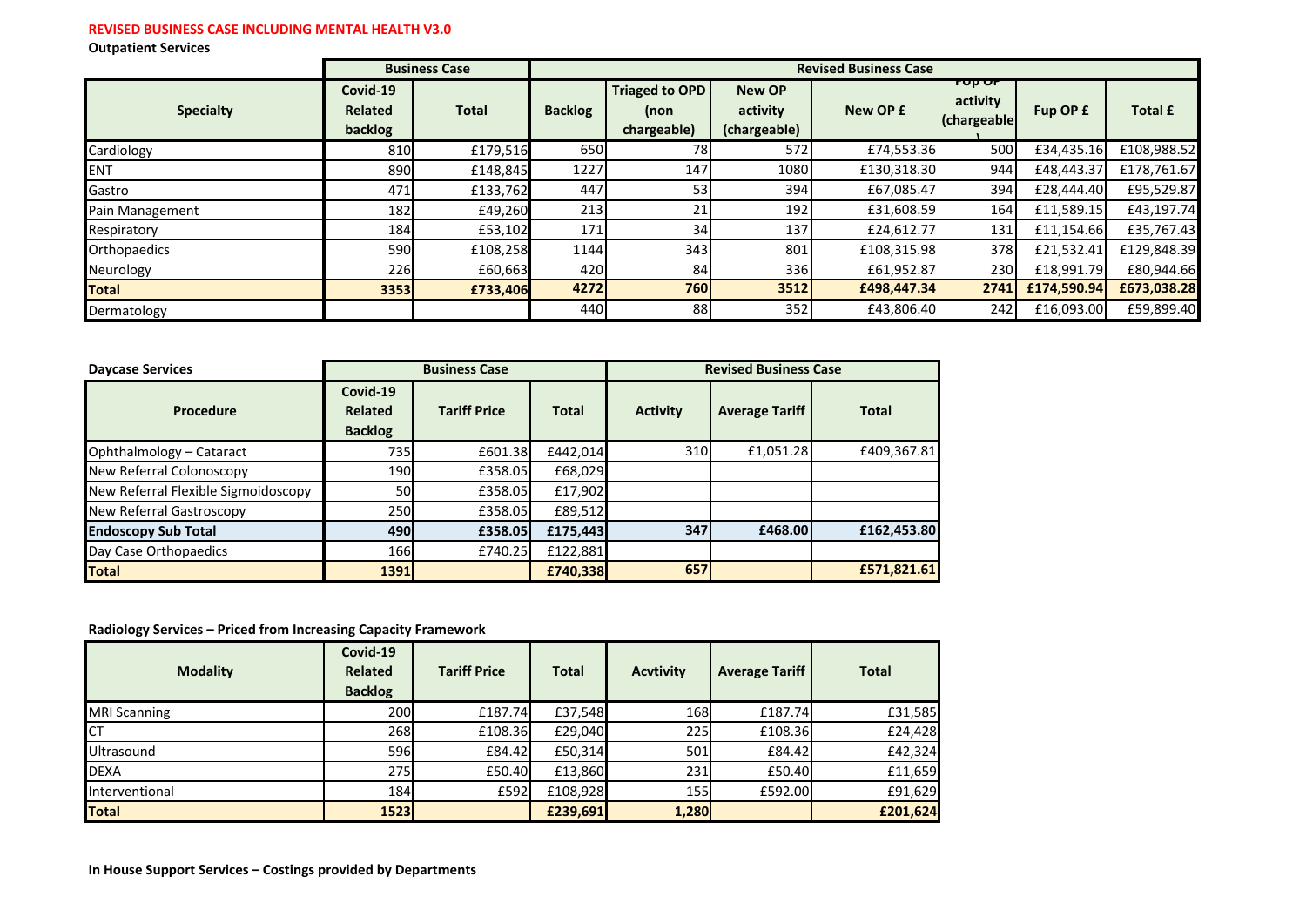**REVISED BUSINESS CASE INCLUDING MENTAL HEALTH V3.0**

**Outpatient Services**

| | Business Case | | Revised Business Case | | | | | | |
|---|---|---|---|---|---|---|---|---|---|
| **Specialty** | **Covid-19 Related backlog** | **Total** | **Backlog** | **Triaged to OPD (non chargeable)** | **New OP activity (chargeable)** | **New OP £** | **Fup OP activity (chargeable)** | **Fup OP £** | **Total £** |
| Cardiology | 810 | £179,516 | 650 | 78 | 572 | £74,553.36 | 500 | £34,435.16 | £108,988.52 |
| ENT | 890 | £148,845 | 1227 | 147 | 1080 | £130,318.30 | 944 | £48,443.37 | £178,761.67 |
| Gastro | 471 | £133,762 | 447 | 53 | 394 | £67,085.47 | 394 | £28,444.40 | £95,529.87 |
| Pain Management | 182 | £49,260 | 213 | 21 | 192 | £31,608.59 | 164 | £11,589.15 | £43,197.74 |
| Respiratory | 184 | £53,102 | 171 | 34 | 137 | £24,612.77 | 131 | £11,154.66 | £35,767.43 |
| Orthopaedics | 590 | £108,258 | 1144 | 343 | 801 | £108,315.98 | 378 | £21,532.41 | £129,848.39 |
| Neurology | 226 | £60,663 | 420 | 84 | 336 | £61,952.87 | 230 | £18,991.79 | £80,944.66 |
| **Total** | **3353** | **£733,406** | **4272** | **760** | **3512** | **£498,447.34** | **2741** | **£174,590.94** | **£673,038.28** |
| Dermatology | | | 440 | 88 | 352 | £43,806.40 | 242 | £16,093.00 | £59,899.40 |

| **Daycase Services** | Business Case | | | Revised Business Case | | |
|---|---|---|---|---|---|---|
| **Procedure** | **Covid-19 Related Backlog** | **Tariff Price** | **Total** | **Activity** | **Average Tariff** | **Total** |
| Ophthalmology – Cataract | 735 | £601.38 | £442,014 | 310 | £1,051.28 | £409,367.81 |
| New Referral Colonoscopy | 190 | £358.05 | £68,029 | | | |
| New Referral Flexible Sigmoidoscopy | 50 | £358.05 | £17,902 | | | |
| New Referral Gastroscopy | 250 | £358.05 | £89,512 | | | |
| **Endoscopy Sub Total** | **490** | **£358.05** | **£175,443** | **347** | **£468.00** | **£162,453.80** |
| Day Case Orthopaedics | 166 | £740.25 | £122,881 | | | |
| **Total** | **1391** | | **£740,338** | **657** | | **£571,821.61** |

**Radiology Services – Priced from Increasing Capacity Framework**

| **Modality** | **Covid-19 Related Backlog** | **Tariff Price** | **Total** | **Acvtivity** | **Average Tariff** | **Total** |
|---|---|---|---|---|---|---|
| MRI Scanning | 200 | £187.74 | £37,548 | 168 | £187.74 | £31,585 |
| CT | 268 | £108.36 | £29,040 | 225 | £108.36 | £24,428 |
| Ultrasound | 596 | £84.42 | £50,314 | 501 | £84.42 | £42,324 |
| DEXA | 275 | £50.40 | £13,860 | 231 | £50.40 | £11,659 |
| Interventional | 184 | £592 | £108,928 | 155 | £592.00 | £91,629 |
| **Total** | **1523** | | **£239,691** | **1,280** | | **£201,624** |

**In House Support Services – Costings provided by Departments**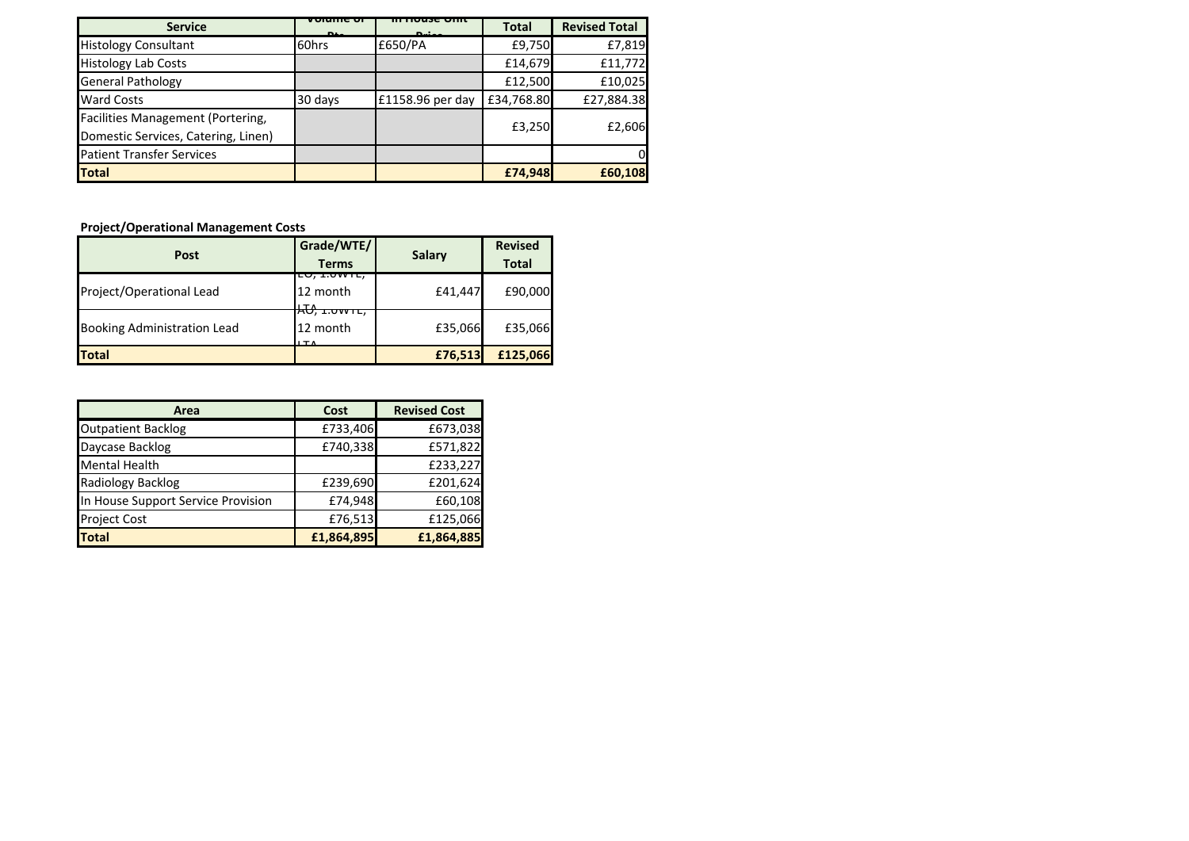| Service | Volume of Pts | In House Unit Price | Total | Revised Total |
|---|---|---|---|---|
| Histology Consultant | 60hrs | £650/PA | £9,750 | £7,819 |
| Histology Lab Costs | | | £14,679 | £11,772 |
| General Pathology | | | £12,500 | £10,025 |
| Ward Costs | 30 days | £1158.96 per day | £34,768.80 | £27,884.38 |
| Facilities Management (Portering, Domestic Services, Catering, Linen) | | | £3,250 | £2,606 |
| Patient Transfer Services | | | | 0 |
| **Total** | | | **£74,948** | **£60,108** |

**Project/Operational Management Costs**

| Post | Grade/WTE/ Terms | Salary | Revised Total |
|---|---|---|---|
| Project/Operational Lead | EO, 1.0WTE, 12 month LTA | £41,447 | £90,000 |
| Booking Administration Lead | AO, 1.0WTE, 12 month LTA | £35,066 | £35,066 |
| **Total** | | **£76,513** | **£125,066** |

| Area | Cost | Revised Cost |
|---|---|---|
| Outpatient Backlog | £733,406 | £673,038 |
| Daycase Backlog | £740,338 | £571,822 |
| Mental Health | | £233,227 |
| Radiology Backlog | £239,690 | £201,624 |
| In House Support Service Provision | £74,948 | £60,108 |
| Project Cost | £76,513 | £125,066 |
| **Total** | **£1,864,895** | **£1,864,885** |